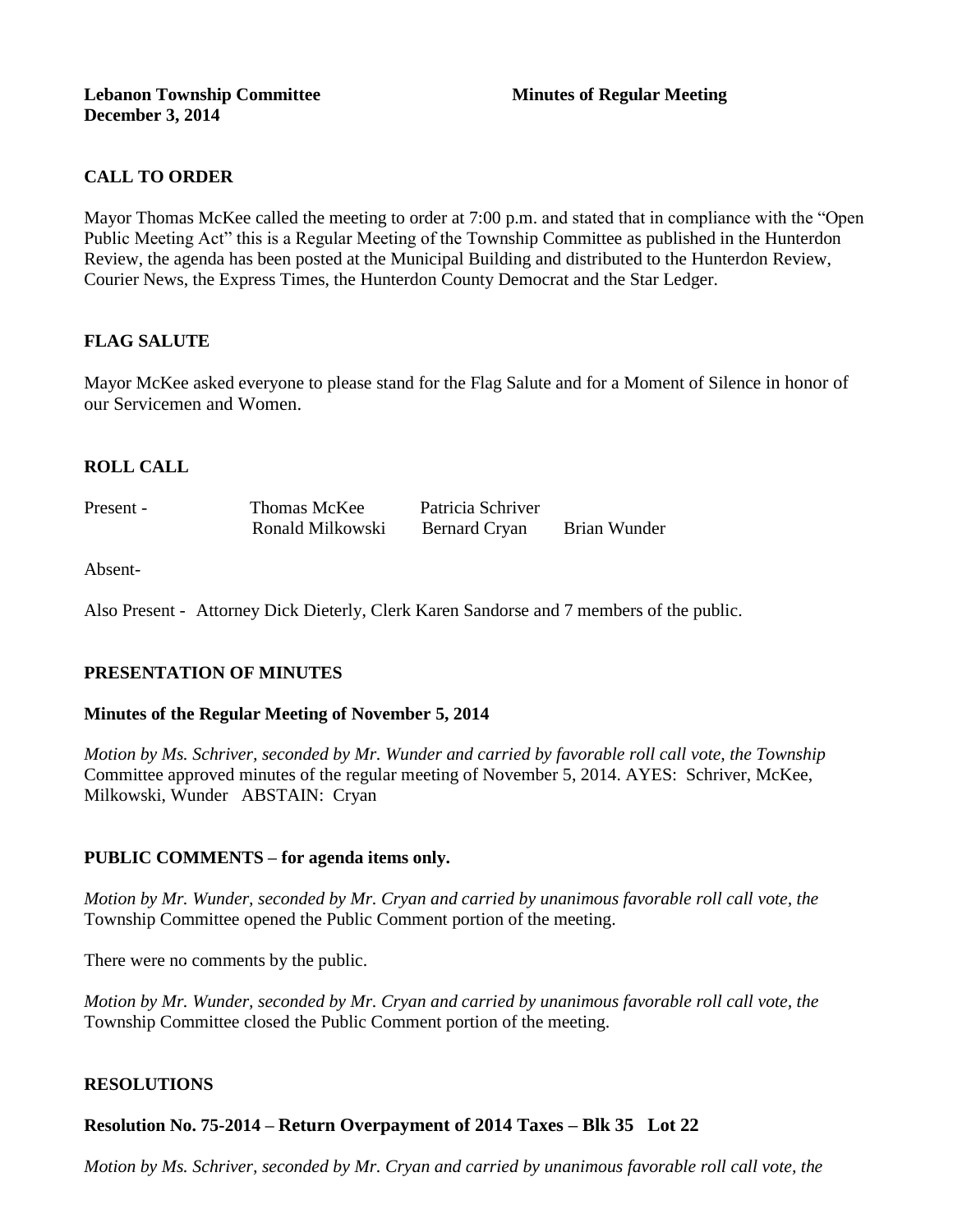**Lebanon Township Committee** **Minutes of Regular Meeting**
**December 3, 2014**

## CALL TO ORDER

Mayor Thomas McKee called the meeting to order at 7:00 p.m. and stated that in compliance with the "Open Public Meeting Act" this is a Regular Meeting of the Township Committee as published in the Hunterdon Review, the agenda has been posted at the Municipal Building and distributed to the Hunterdon Review, Courier News, the Express Times, the Hunterdon County Democrat and the Star Ledger.

## FLAG SALUTE

Mayor McKee asked everyone to please stand for the Flag Salute and for a Moment of Silence in honor of our Servicemen and Women.

## ROLL CALL

| Present - | Thomas McKee | Patricia Schriver | |
|---|---|---|---|
| | Ronald Milkowski | Bernard Cryan | Brian Wunder |

Absent-

Also Present - Attorney Dick Dieterly, Clerk Karen Sandorse and 7 members of the public.

## PRESENTATION OF MINUTES

### Minutes of the Regular Meeting of November 5, 2014

*Motion by Ms. Schriver, seconded by Mr. Wunder and carried by favorable roll call vote, the Township* Committee approved minutes of the regular meeting of November 5, 2014. AYES: Schriver, McKee, Milkowski, Wunder ABSTAIN: Cryan

## PUBLIC COMMENTS – for agenda items only.

*Motion by Mr. Wunder, seconded by Mr. Cryan and carried by unanimous favorable roll call vote, the* Township Committee opened the Public Comment portion of the meeting.

There were no comments by the public.

*Motion by Mr. Wunder, seconded by Mr. Cryan and carried by unanimous favorable roll call vote, the* Township Committee closed the Public Comment portion of the meeting.

## RESOLUTIONS

### Resolution No. 75-2014 – Return Overpayment of 2014 Taxes – Blk 35 Lot 22

*Motion by Ms. Schriver, seconded by Mr. Cryan and carried by unanimous favorable roll call vote, the*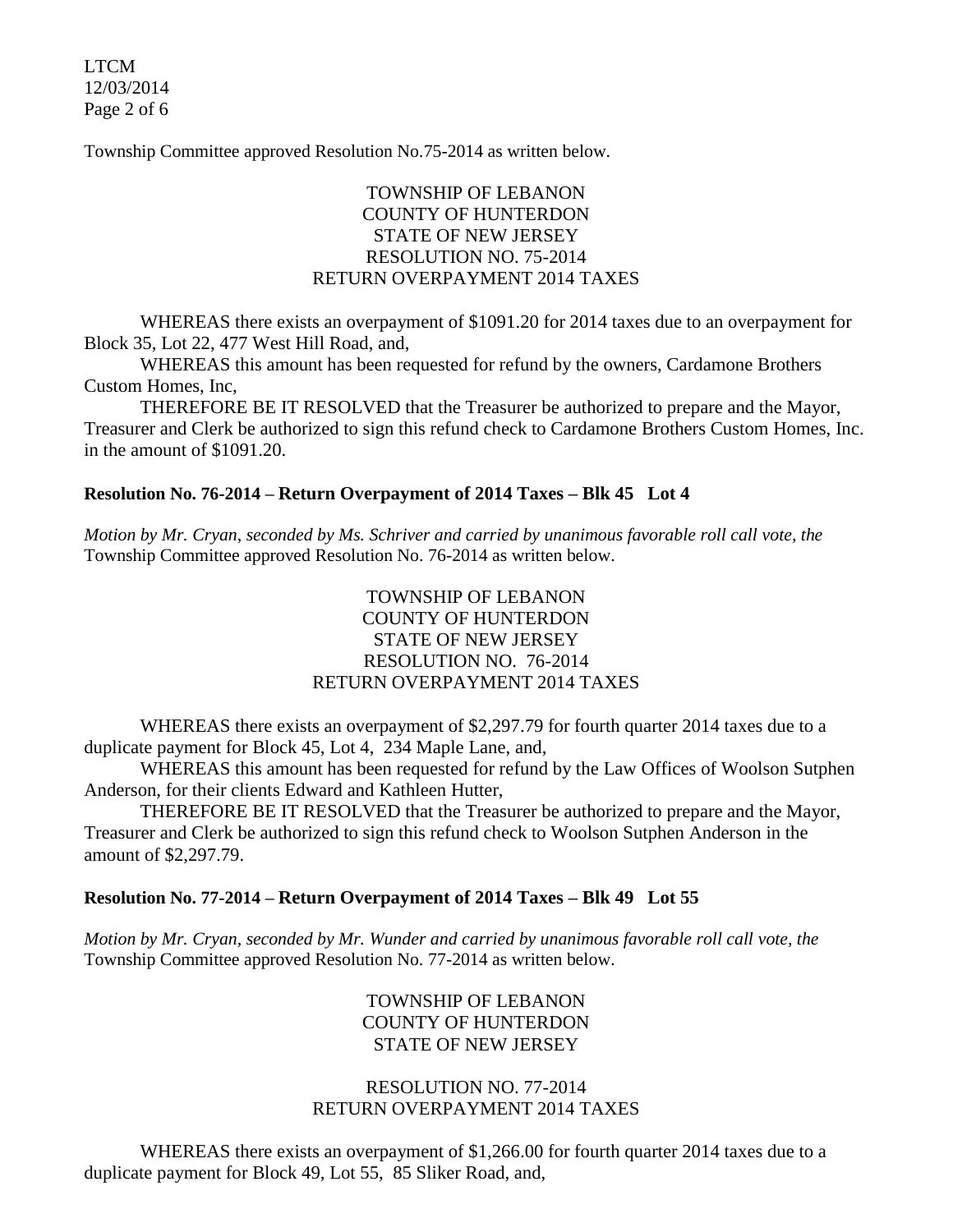Township Committee approved Resolution No.75-2014 as written below.

TOWNSHIP OF LEBANON
COUNTY OF HUNTERDON
STATE OF NEW JERSEY
RESOLUTION NO. 75-2014
RETURN OVERPAYMENT 2014 TAXES

WHEREAS there exists an overpayment of $1091.20 for 2014 taxes due to an overpayment for Block 35, Lot 22, 477 West Hill Road, and,

WHEREAS this amount has been requested for refund by the owners, Cardamone Brothers Custom Homes, Inc,

THEREFORE BE IT RESOLVED that the Treasurer be authorized to prepare and the Mayor, Treasurer and Clerk be authorized to sign this refund check to Cardamone Brothers Custom Homes, Inc. in the amount of $1091.20.

**Resolution No. 76-2014 – Return Overpayment of 2014 Taxes – Blk 45 Lot 4**

*Motion by Mr. Cryan, seconded by Ms. Schriver and carried by unanimous favorable roll call vote, the* Township Committee approved Resolution No. 76-2014 as written below.

TOWNSHIP OF LEBANON
COUNTY OF HUNTERDON
STATE OF NEW JERSEY
RESOLUTION NO. 76-2014
RETURN OVERPAYMENT 2014 TAXES

WHEREAS there exists an overpayment of $2,297.79 for fourth quarter 2014 taxes due to a duplicate payment for Block 45, Lot 4, 234 Maple Lane, and,

WHEREAS this amount has been requested for refund by the Law Offices of Woolson Sutphen Anderson, for their clients Edward and Kathleen Hutter,

THEREFORE BE IT RESOLVED that the Treasurer be authorized to prepare and the Mayor, Treasurer and Clerk be authorized to sign this refund check to Woolson Sutphen Anderson in the amount of $2,297.79.

**Resolution No. 77-2014 – Return Overpayment of 2014 Taxes – Blk 49 Lot 55**

*Motion by Mr. Cryan, seconded by Mr. Wunder and carried by unanimous favorable roll call vote, the* Township Committee approved Resolution No. 77-2014 as written below.

TOWNSHIP OF LEBANON
COUNTY OF HUNTERDON
STATE OF NEW JERSEY

RESOLUTION NO. 77-2014
RETURN OVERPAYMENT 2014 TAXES

WHEREAS there exists an overpayment of $1,266.00 for fourth quarter 2014 taxes due to a duplicate payment for Block 49, Lot 55, 85 Sliker Road, and,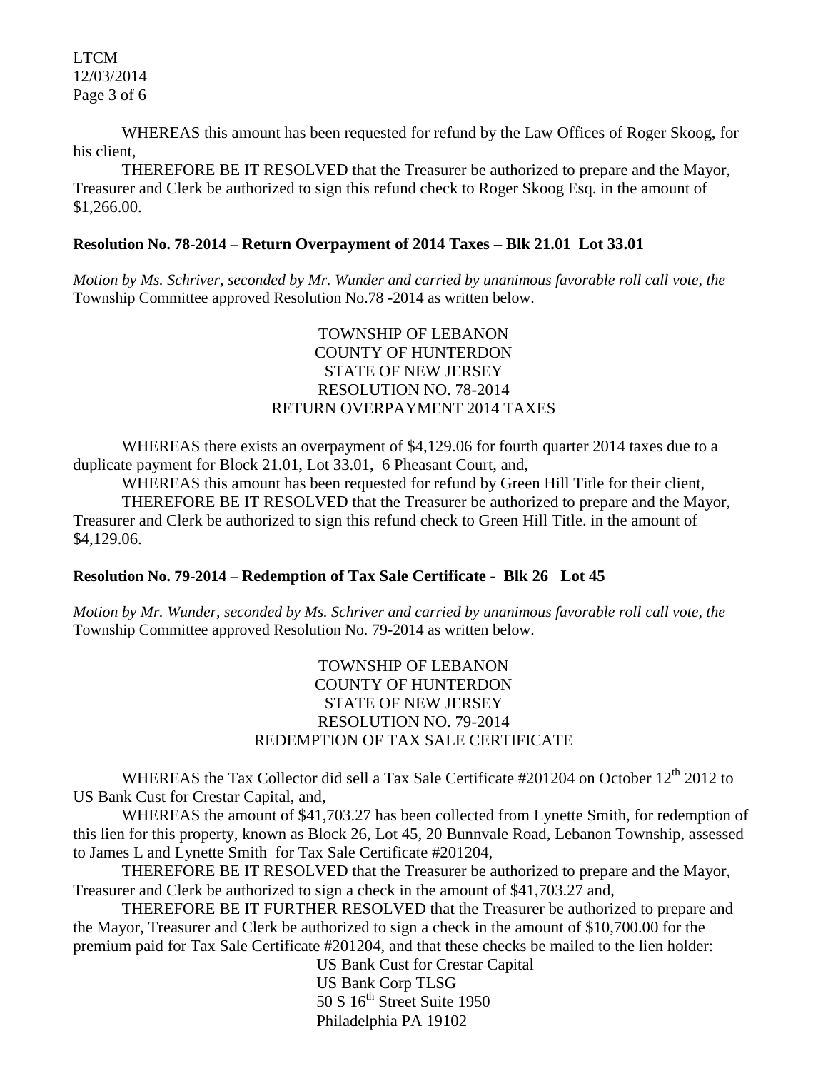WHEREAS this amount has been requested for refund by the Law Offices of Roger Skoog, for his client,

THEREFORE BE IT RESOLVED that the Treasurer be authorized to prepare and the Mayor, Treasurer and Clerk be authorized to sign this refund check to Roger Skoog Esq. in the amount of $1,266.00.

**Resolution No. 78-2014 – Return Overpayment of 2014 Taxes – Blk 21.01 Lot 33.01**

*Motion by Ms. Schriver, seconded by Mr. Wunder and carried by unanimous favorable roll call vote, the* Township Committee approved Resolution No.78 -2014 as written below.

TOWNSHIP OF LEBANON
COUNTY OF HUNTERDON
STATE OF NEW JERSEY
RESOLUTION NO. 78-2014
RETURN OVERPAYMENT 2014 TAXES

WHEREAS there exists an overpayment of $4,129.06 for fourth quarter 2014 taxes due to a duplicate payment for Block 21.01, Lot 33.01, 6 Pheasant Court, and,

WHEREAS this amount has been requested for refund by Green Hill Title for their client,

THEREFORE BE IT RESOLVED that the Treasurer be authorized to prepare and the Mayor, Treasurer and Clerk be authorized to sign this refund check to Green Hill Title. in the amount of $4,129.06.

**Resolution No. 79-2014 – Redemption of Tax Sale Certificate - Blk 26 Lot 45**

*Motion by Mr. Wunder, seconded by Ms. Schriver and carried by unanimous favorable roll call vote, the* Township Committee approved Resolution No. 79-2014 as written below.

TOWNSHIP OF LEBANON
COUNTY OF HUNTERDON
STATE OF NEW JERSEY
RESOLUTION NO. 79-2014
REDEMPTION OF TAX SALE CERTIFICATE

WHEREAS the Tax Collector did sell a Tax Sale Certificate #201204 on October 12th 2012 to US Bank Cust for Crestar Capital, and,

WHEREAS the amount of $41,703.27 has been collected from Lynette Smith, for redemption of this lien for this property, known as Block 26, Lot 45, 20 Bunnvale Road, Lebanon Township, assessed to James L and Lynette Smith for Tax Sale Certificate #201204,

THEREFORE BE IT RESOLVED that the Treasurer be authorized to prepare and the Mayor, Treasurer and Clerk be authorized to sign a check in the amount of $41,703.27 and,

THEREFORE BE IT FURTHER RESOLVED that the Treasurer be authorized to prepare and the Mayor, Treasurer and Clerk be authorized to sign a check in the amount of $10,700.00 for the premium paid for Tax Sale Certificate #201204, and that these checks be mailed to the lien holder:

US Bank Cust for Crestar Capital
US Bank Corp TLSG
50 S 16th Street Suite 1950
Philadelphia PA 19102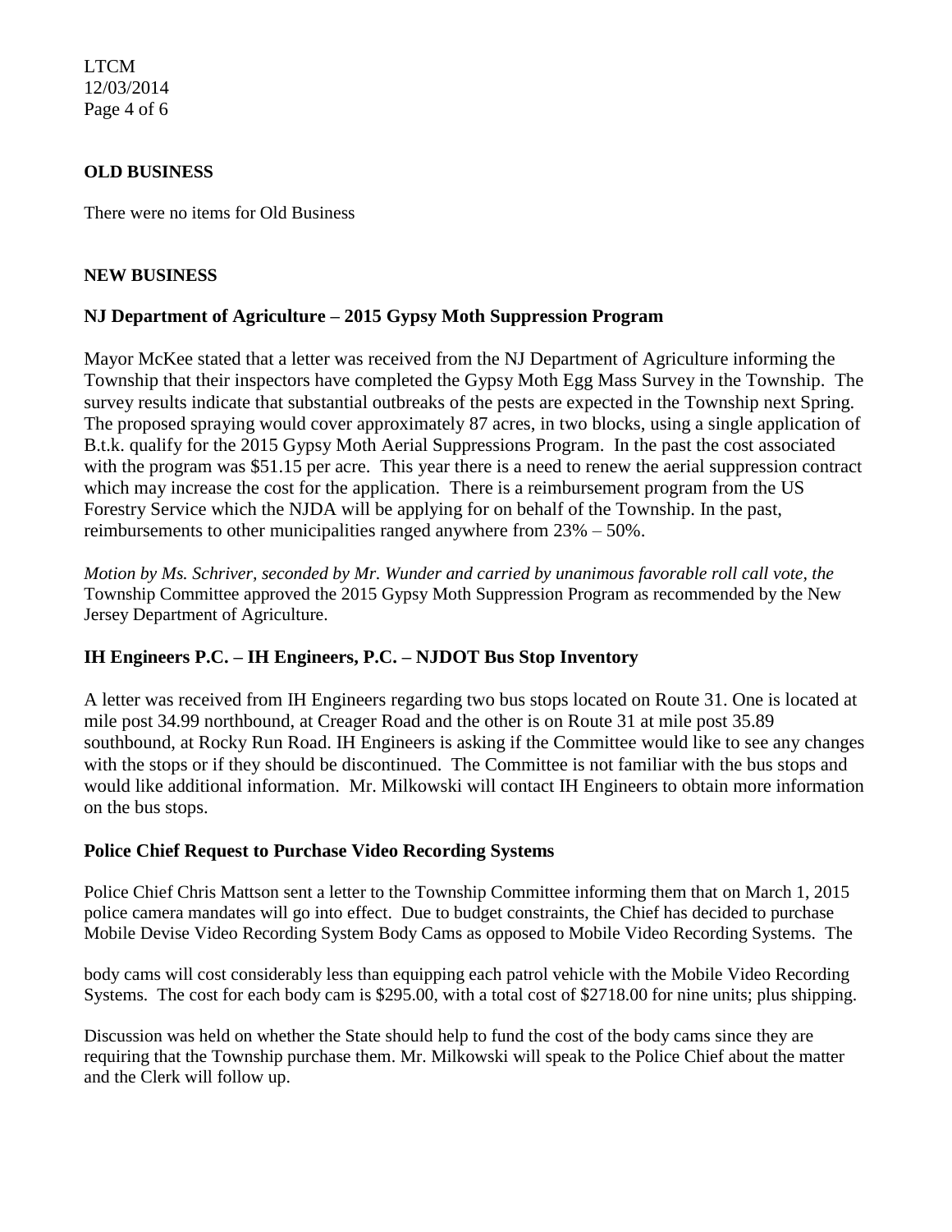**OLD BUSINESS**

There were no items for Old Business

**NEW BUSINESS**

**NJ Department of Agriculture – 2015 Gypsy Moth Suppression Program**

Mayor McKee stated that a letter was received from the NJ Department of Agriculture informing the Township that their inspectors have completed the Gypsy Moth Egg Mass Survey in the Township. The survey results indicate that substantial outbreaks of the pests are expected in the Township next Spring. The proposed spraying would cover approximately 87 acres, in two blocks, using a single application of B.t.k. qualify for the 2015 Gypsy Moth Aerial Suppressions Program. In the past the cost associated with the program was $51.15 per acre. This year there is a need to renew the aerial suppression contract which may increase the cost for the application. There is a reimbursement program from the US Forestry Service which the NJDA will be applying for on behalf of the Township. In the past, reimbursements to other municipalities ranged anywhere from 23% – 50%.

*Motion by Ms. Schriver, seconded by Mr. Wunder and carried by unanimous favorable roll call vote, the* Township Committee approved the 2015 Gypsy Moth Suppression Program as recommended by the New Jersey Department of Agriculture.

**IH Engineers P.C. – IH Engineers, P.C. – NJDOT Bus Stop Inventory**

A letter was received from IH Engineers regarding two bus stops located on Route 31. One is located at mile post 34.99 northbound, at Creager Road and the other is on Route 31 at mile post 35.89 southbound, at Rocky Run Road. IH Engineers is asking if the Committee would like to see any changes with the stops or if they should be discontinued. The Committee is not familiar with the bus stops and would like additional information. Mr. Milkowski will contact IH Engineers to obtain more information on the bus stops.

**Police Chief Request to Purchase Video Recording Systems**

Police Chief Chris Mattson sent a letter to the Township Committee informing them that on March 1, 2015 police camera mandates will go into effect. Due to budget constraints, the Chief has decided to purchase Mobile Devise Video Recording System Body Cams as opposed to Mobile Video Recording Systems. The body cams will cost considerably less than equipping each patrol vehicle with the Mobile Video Recording Systems. The cost for each body cam is $295.00, with a total cost of $2718.00 for nine units; plus shipping.

Discussion was held on whether the State should help to fund the cost of the body cams since they are requiring that the Township purchase them. Mr. Milkowski will speak to the Police Chief about the matter and the Clerk will follow up.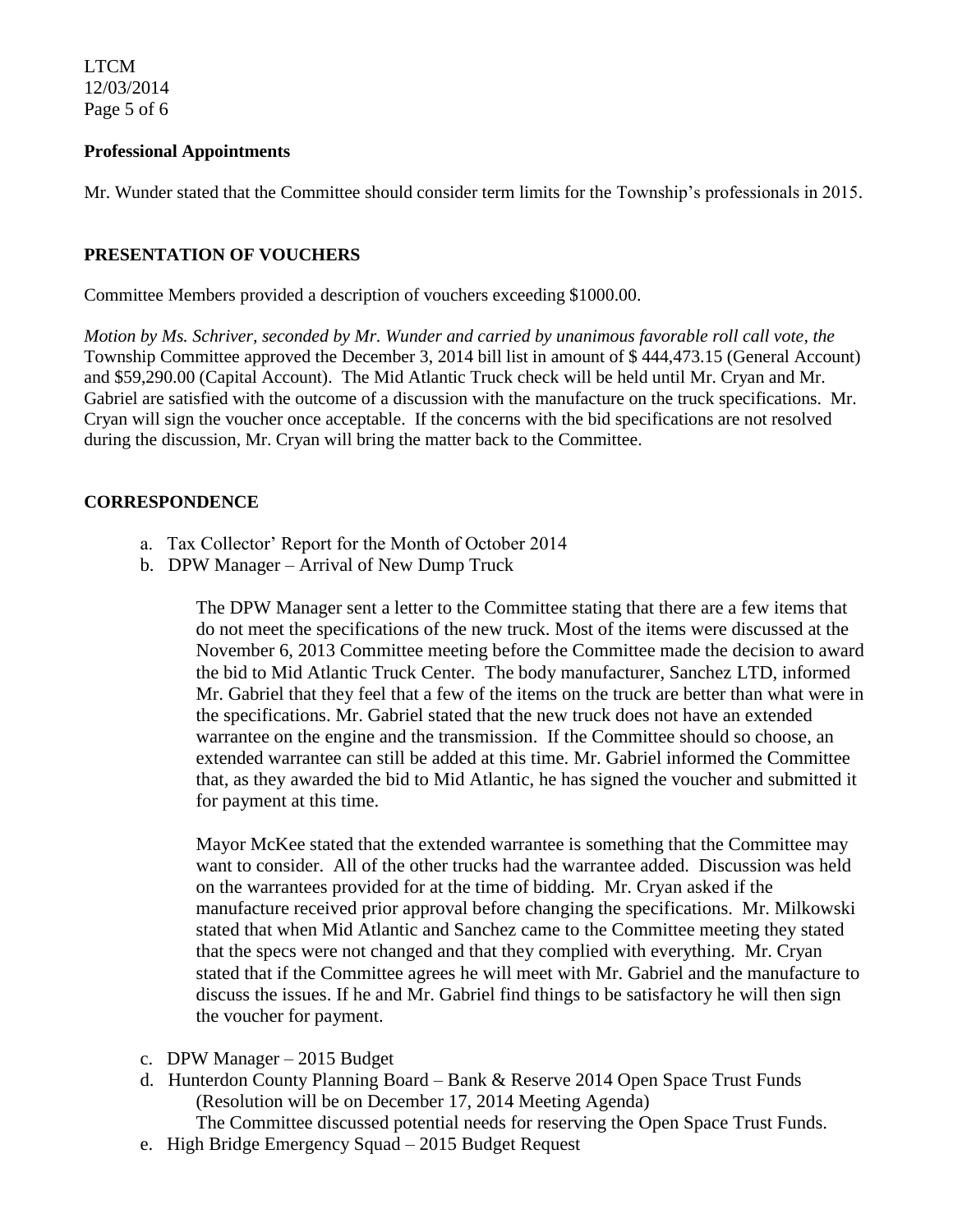**Professional Appointments**

Mr. Wunder stated that the Committee should consider term limits for the Township's professionals in 2015.

**PRESENTATION OF VOUCHERS**

Committee Members provided a description of vouchers exceeding $1000.00.

*Motion by Ms. Schriver, seconded by Mr. Wunder and carried by unanimous favorable roll call vote, the* Township Committee approved the December 3, 2014 bill list in amount of $ 444,473.15 (General Account) and $59,290.00 (Capital Account). The Mid Atlantic Truck check will be held until Mr. Cryan and Mr. Gabriel are satisfied with the outcome of a discussion with the manufacture on the truck specifications. Mr. Cryan will sign the voucher once acceptable. If the concerns with the bid specifications are not resolved during the discussion, Mr. Cryan will bring the matter back to the Committee.

**CORRESPONDENCE**

a. Tax Collector' Report for the Month of October 2014
b. DPW Manager – Arrival of New Dump Truck

   The DPW Manager sent a letter to the Committee stating that there are a few items that do not meet the specifications of the new truck. Most of the items were discussed at the November 6, 2013 Committee meeting before the Committee made the decision to award the bid to Mid Atlantic Truck Center. The body manufacturer, Sanchez LTD, informed Mr. Gabriel that they feel that a few of the items on the truck are better than what were in the specifications. Mr. Gabriel stated that the new truck does not have an extended warrantee on the engine and the transmission. If the Committee should so choose, an extended warrantee can still be added at this time. Mr. Gabriel informed the Committee that, as they awarded the bid to Mid Atlantic, he has signed the voucher and submitted it for payment at this time.

   Mayor McKee stated that the extended warrantee is something that the Committee may want to consider. All of the other trucks had the warrantee added. Discussion was held on the warrantees provided for at the time of bidding. Mr. Cryan asked if the manufacture received prior approval before changing the specifications. Mr. Milkowski stated that when Mid Atlantic and Sanchez came to the Committee meeting they stated that the specs were not changed and that they complied with everything. Mr. Cryan stated that if the Committee agrees he will meet with Mr. Gabriel and the manufacture to discuss the issues. If he and Mr. Gabriel find things to be satisfactory he will then sign the voucher for payment.

c. DPW Manager – 2015 Budget
d. Hunterdon County Planning Board – Bank & Reserve 2014 Open Space Trust Funds (Resolution will be on December 17, 2014 Meeting Agenda)
   The Committee discussed potential needs for reserving the Open Space Trust Funds.
e. High Bridge Emergency Squad – 2015 Budget Request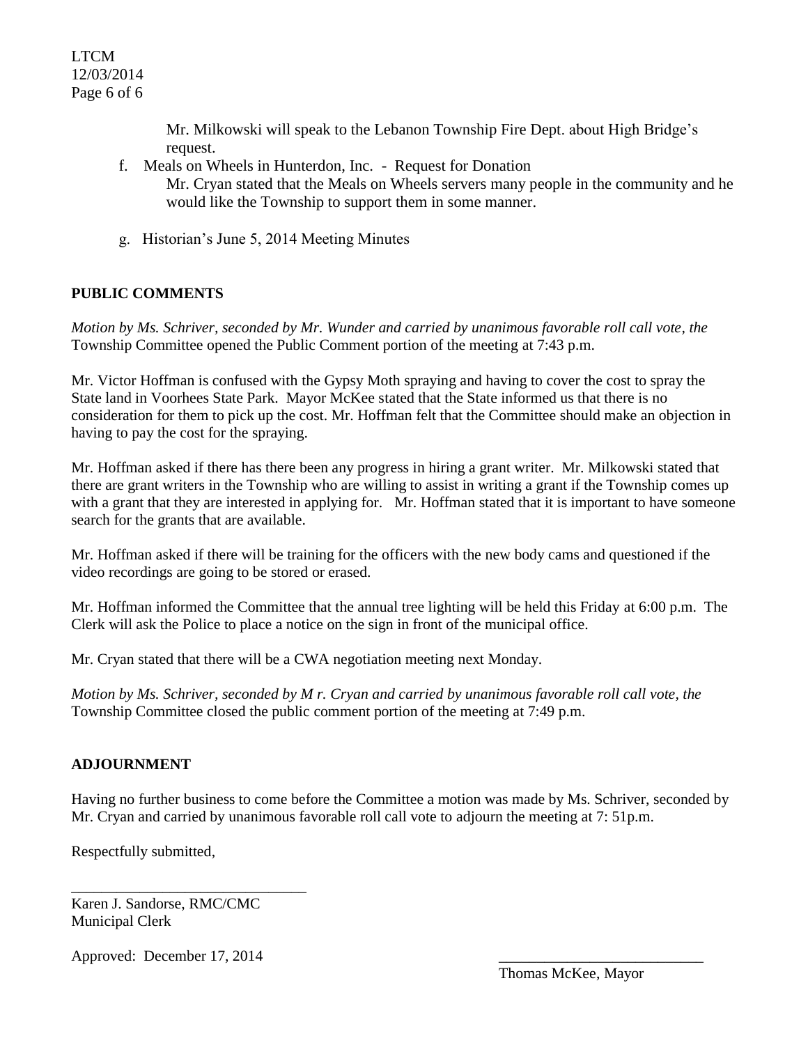Mr. Milkowski will speak to the Lebanon Township Fire Dept. about High Bridge's request.

f. Meals on Wheels in Hunterdon, Inc. - Request for Donation
   Mr. Cryan stated that the Meals on Wheels servers many people in the community and he would like the Township to support them in some manner.

g. Historian's June 5, 2014 Meeting Minutes

**PUBLIC COMMENTS**

*Motion by Ms. Schriver, seconded by Mr. Wunder and carried by unanimous favorable roll call vote, the* Township Committee opened the Public Comment portion of the meeting at 7:43 p.m.

Mr. Victor Hoffman is confused with the Gypsy Moth spraying and having to cover the cost to spray the State land in Voorhees State Park. Mayor McKee stated that the State informed us that there is no consideration for them to pick up the cost. Mr. Hoffman felt that the Committee should make an objection in having to pay the cost for the spraying.

Mr. Hoffman asked if there has there been any progress in hiring a grant writer. Mr. Milkowski stated that there are grant writers in the Township who are willing to assist in writing a grant if the Township comes up with a grant that they are interested in applying for. Mr. Hoffman stated that it is important to have someone search for the grants that are available.

Mr. Hoffman asked if there will be training for the officers with the new body cams and questioned if the video recordings are going to be stored or erased.

Mr. Hoffman informed the Committee that the annual tree lighting will be held this Friday at 6:00 p.m. The Clerk will ask the Police to place a notice on the sign in front of the municipal office.

Mr. Cryan stated that there will be a CWA negotiation meeting next Monday.

*Motion by Ms. Schriver, seconded by M r. Cryan and carried by unanimous favorable roll call vote, the* Township Committee closed the public comment portion of the meeting at 7:49 p.m.

**ADJOURNMENT**

Having no further business to come before the Committee a motion was made by Ms. Schriver, seconded by Mr. Cryan and carried by unanimous favorable roll call vote to adjourn the meeting at 7: 51p.m.

Respectfully submitted,

_______________________________
Karen J. Sandorse, RMC/CMC
Municipal Clerk

Approved: December 17, 2014

___________________________
Thomas McKee, Mayor